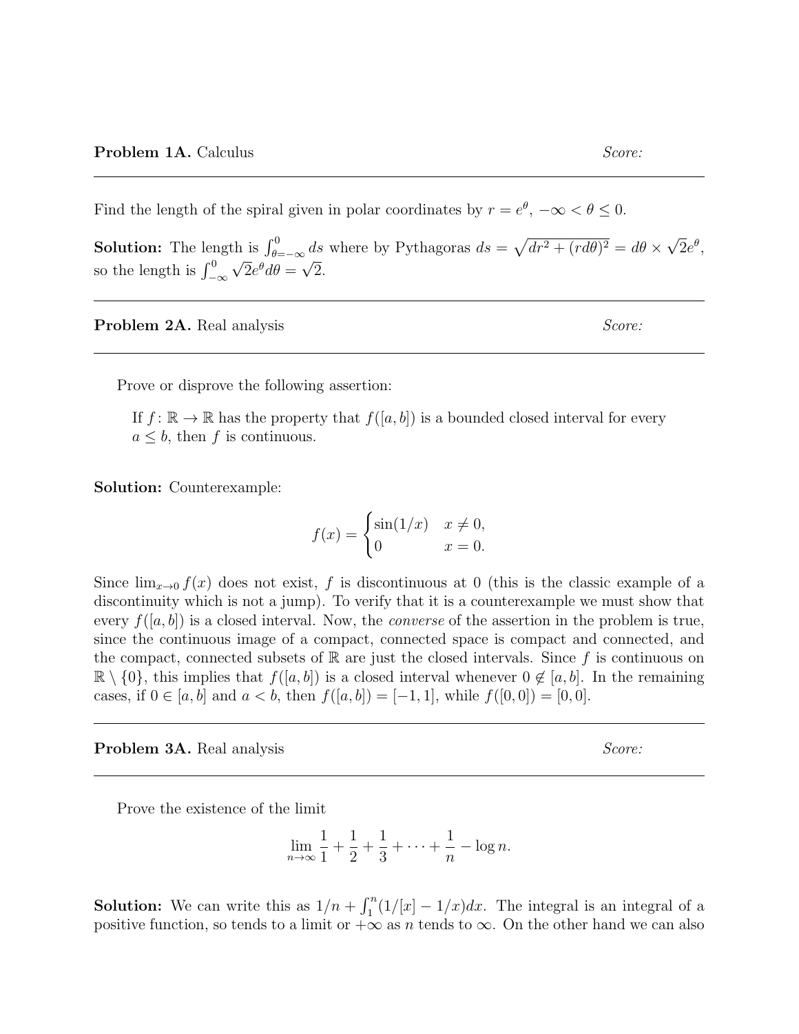**Problem 1A.** Calculus *Score:*

---

Find the length of the spiral given in polar coordinates by $r = e^\theta$, $-\infty < \theta \le 0$.

**Solution:** The length is $\int_{\theta=-\infty}^{0} ds$ where by Pythagoras $ds = \sqrt{dr^2 + (rd\theta)^2} = d\theta \times \sqrt{2}e^\theta$, so the length is $\int_{-\infty}^{0} \sqrt{2}e^\theta d\theta = \sqrt{2}$.

---

**Problem 2A.** Real analysis *Score:*

---

Prove or disprove the following assertion:

If $f : \mathbb{R} \to \mathbb{R}$ has the property that $f([a, b])$ is a bounded closed interval for every $a \le b$, then $f$ is continuous.

**Solution:** Counterexample:

$$f(x) = \begin{cases} \sin(1/x) & x \neq 0, \\ 0 & x = 0. \end{cases}$$

Since $\lim_{x\to 0} f(x)$ does not exist, $f$ is discontinuous at 0 (this is the classic example of a discontinuity which is not a jump). To verify that it is a counterexample we must show that every $f([a, b])$ is a closed interval. Now, the *converse* of the assertion in the problem is true, since the continuous image of a compact, connected space is compact and connected, and the compact, connected subsets of $\mathbb{R}$ are just the closed intervals. Since $f$ is continuous on $\mathbb{R} \setminus \{0\}$, this implies that $f([a, b])$ is a closed interval whenever $0 \notin [a, b]$. In the remaining cases, if $0 \in [a, b]$ and $a < b$, then $f([a, b]) = [-1, 1]$, while $f([0, 0]) = [0, 0]$.

---

**Problem 3A.** Real analysis *Score:*

---

Prove the existence of the limit

$$\lim_{n\to\infty} \frac{1}{1} + \frac{1}{2} + \frac{1}{3} + \cdots + \frac{1}{n} - \log n.$$

**Solution:** We can write this as $1/n + \int_1^n (1/[x] - 1/x)dx$. The integral is an integral of a positive function, so tends to a limit or $+\infty$ as $n$ tends to $\infty$. On the other hand we can also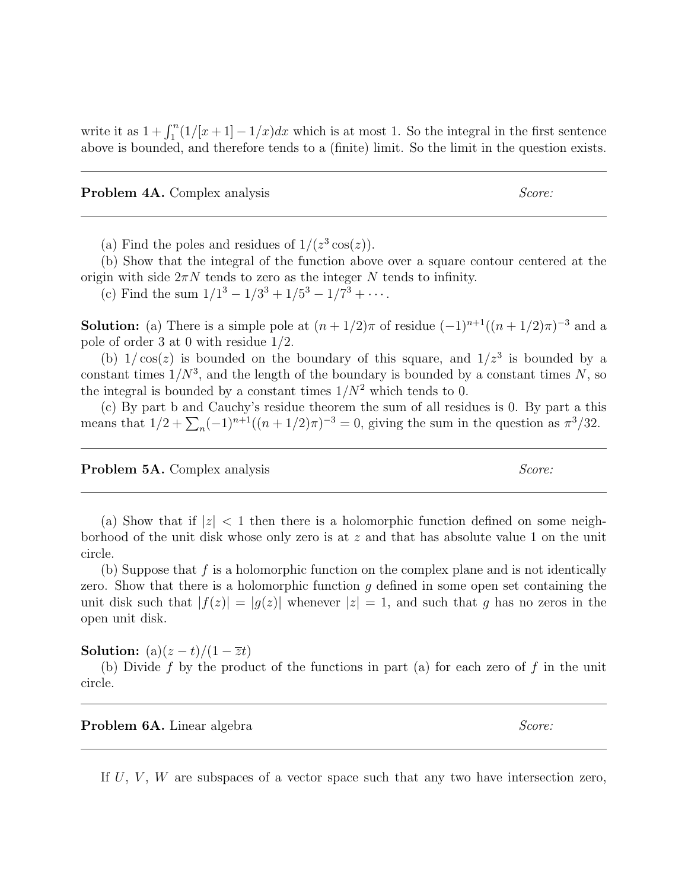write it as $1 + \int_1^n (1/[x+1] - 1/x)dx$ which is at most 1. So the integral in the first sentence above is bounded, and therefore tends to a (finite) limit. So the limit in the question exists.

---

**Problem 4A.** Complex analysis *Score:*

---

(a) Find the poles and residues of $1/(z^3 \cos(z))$.

(b) Show that the integral of the function above over a square contour centered at the origin with side $2\pi N$ tends to zero as the integer $N$ tends to infinity.

(c) Find the sum $1/1^3 - 1/3^3 + 1/5^3 - 1/7^3 + \cdots$.

**Solution:** (a) There is a simple pole at $(n + 1/2)\pi$ of residue $(-1)^{n+1}((n + 1/2)\pi)^{-3}$ and a pole of order 3 at 0 with residue $1/2$.

(b) $1/\cos(z)$ is bounded on the boundary of this square, and $1/z^3$ is bounded by a constant times $1/N^3$, and the length of the boundary is bounded by a constant times $N$, so the integral is bounded by a constant times $1/N^2$ which tends to 0.

(c) By part b and Cauchy's residue theorem the sum of all residues is 0. By part a this means that $1/2 + \sum_n (-1)^{n+1}((n + 1/2)\pi)^{-3} = 0$, giving the sum in the question as $\pi^3/32$.

---

**Problem 5A.** Complex analysis *Score:*

---

(a) Show that if $|z| < 1$ then there is a holomorphic function defined on some neighborhood of the unit disk whose only zero is at $z$ and that has absolute value 1 on the unit circle.

(b) Suppose that $f$ is a holomorphic function on the complex plane and is not identically zero. Show that there is a holomorphic function $g$ defined in some open set containing the unit disk such that $|f(z)| = |g(z)|$ whenever $|z| = 1$, and such that $g$ has no zeros in the open unit disk.

**Solution:** (a)$(z - t)/(1 - \overline{z}t)$

(b) Divide $f$ by the product of the functions in part (a) for each zero of $f$ in the unit circle.

---

**Problem 6A.** Linear algebra *Score:*

---

If $U$, $V$, $W$ are subspaces of a vector space such that any two have intersection zero,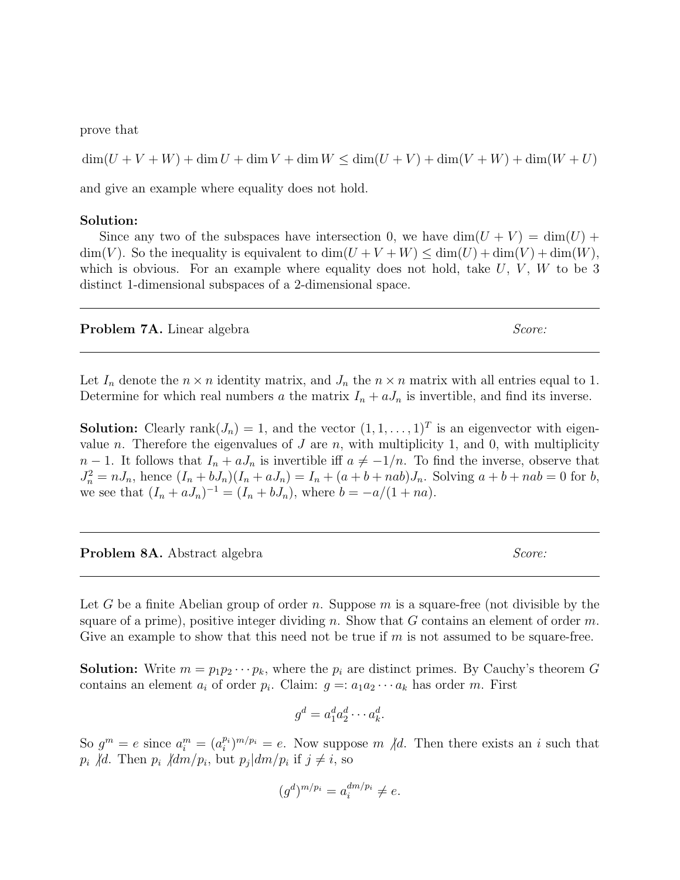prove that

$$\dim(U + V + W) + \dim U + \dim V + \dim W \leq \dim(U + V) + \dim(V + W) + \dim(W + U)$$

and give an example where equality does not hold.

**Solution:**

Since any two of the subspaces have intersection 0, we have $\dim(U + V) = \dim(U) + \dim(V)$. So the inequality is equivalent to $\dim(U + V + W) \leq \dim(U) + \dim(V) + \dim(W)$, which is obvious. For an example where equality does not hold, take $U$, $V$, $W$ to be 3 distinct 1-dimensional subspaces of a 2-dimensional space.

---

**Problem 7A.** Linear algebra *Score:*

---

Let $I_n$ denote the $n \times n$ identity matrix, and $J_n$ the $n \times n$ matrix with all entries equal to 1. Determine for which real numbers $a$ the matrix $I_n + aJ_n$ is invertible, and find its inverse.

**Solution:** Clearly $\text{rank}(J_n) = 1$, and the vector $(1, 1, \ldots, 1)^T$ is an eigenvector with eigenvalue $n$. Therefore the eigenvalues of $J$ are $n$, with multiplicity 1, and 0, with multiplicity $n - 1$. It follows that $I_n + aJ_n$ is invertible iff $a \neq -1/n$. To find the inverse, observe that $J_n^2 = nJ_n$, hence $(I_n + bJ_n)(I_n + aJ_n) = I_n + (a + b + nab)J_n$. Solving $a + b + nab = 0$ for $b$, we see that $(I_n + aJ_n)^{-1} = (I_n + bJ_n)$, where $b = -a/(1 + na)$.

---

**Problem 8A.** Abstract algebra *Score:*

---

Let $G$ be a finite Abelian group of order $n$. Suppose $m$ is a square-free (not divisible by the square of a prime), positive integer dividing $n$. Show that $G$ contains an element of order $m$. Give an example to show that this need not be true if $m$ is not assumed to be square-free.

**Solution:** Write $m = p_1 p_2 \cdots p_k$, where the $p_i$ are distinct primes. By Cauchy's theorem $G$ contains an element $a_i$ of order $p_i$. Claim: $g =: a_1 a_2 \cdots a_k$ has order $m$. First

$$g^d = a_1^d a_2^d \cdots a_k^d.$$

So $g^m = e$ since $a_i^m = (a_i^{p_i})^{m/p_i} = e$. Now suppose $m \not| d$. Then there exists an $i$ such that $p_i \not| d$. Then $p_i \not| dm/p_i$, but $p_j | dm/p_i$ if $j \neq i$, so

$$(g^d)^{m/p_i} = a_i^{dm/p_i} \neq e.$$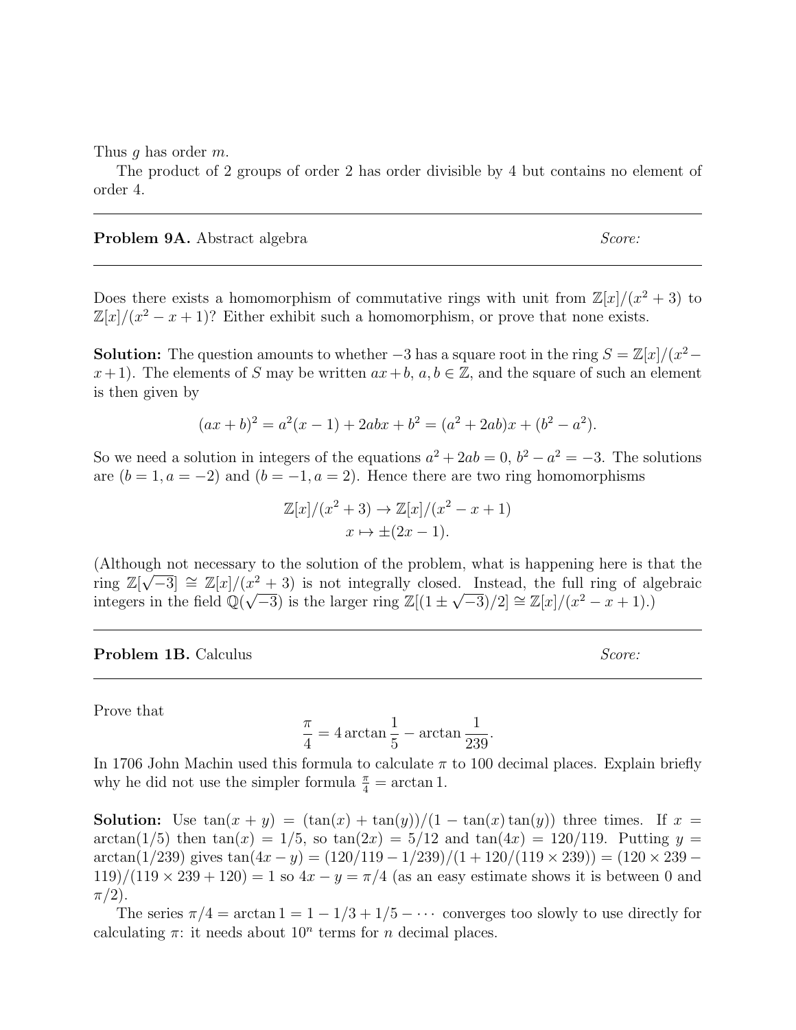Thus $g$ has order $m$.

The product of 2 groups of order 2 has order divisible by 4 but contains no element of order 4.

---

**Problem 9A.** Abstract algebra *Score:*

---

Does there exists a homomorphism of commutative rings with unit from $\mathbb{Z}[x]/(x^2+3)$ to $\mathbb{Z}[x]/(x^2-x+1)$? Either exhibit such a homomorphism, or prove that none exists.

**Solution:** The question amounts to whether $-3$ has a square root in the ring $S = \mathbb{Z}[x]/(x^2-x+1)$. The elements of $S$ may be written $ax+b$, $a, b \in \mathbb{Z}$, and the square of such an element is then given by

$$(ax+b)^2 = a^2(x-1) + 2abx + b^2 = (a^2+2ab)x + (b^2-a^2).$$

So we need a solution in integers of the equations $a^2+2ab = 0$, $b^2-a^2 = -3$. The solutions are $(b = 1, a = -2)$ and $(b = -1, a = 2)$. Hence there are two ring homomorphisms

$$\mathbb{Z}[x]/(x^2+3) \to \mathbb{Z}[x]/(x^2-x+1)$$
$$x \mapsto \pm(2x-1).$$

(Although not necessary to the solution of the problem, what is happening here is that the ring $\mathbb{Z}[\sqrt{-3}] \cong \mathbb{Z}[x]/(x^2+3)$ is not integrally closed. Instead, the full ring of algebraic integers in the field $\mathbb{Q}(\sqrt{-3})$ is the larger ring $\mathbb{Z}[(1 \pm \sqrt{-3})/2] \cong \mathbb{Z}[x]/(x^2-x+1)$.)

---

**Problem 1B.** Calculus *Score:*

---

Prove that

$$\frac{\pi}{4} = 4 \arctan \frac{1}{5} - \arctan \frac{1}{239}.$$

In 1706 John Machin used this formula to calculate $\pi$ to 100 decimal places. Explain briefly why he did not use the simpler formula $\frac{\pi}{4} = \arctan 1$.

**Solution:** Use $\tan(x+y) = (\tan(x) + \tan(y))/(1 - \tan(x)\tan(y))$ three times. If $x = \arctan(1/5)$ then $\tan(x) = 1/5$, so $\tan(2x) = 5/12$ and $\tan(4x) = 120/119$. Putting $y = \arctan(1/239)$ gives $\tan(4x-y) = (120/119 - 1/239)/(1 + 120/(119 \times 239)) = (120 \times 239 - 119)/(119 \times 239 + 120) = 1$ so $4x - y = \pi/4$ (as an easy estimate shows it is between 0 and $\pi/2$).

The series $\pi/4 = \arctan 1 = 1 - 1/3 + 1/5 - \cdots$ converges too slowly to use directly for calculating $\pi$: it needs about $10^n$ terms for $n$ decimal places.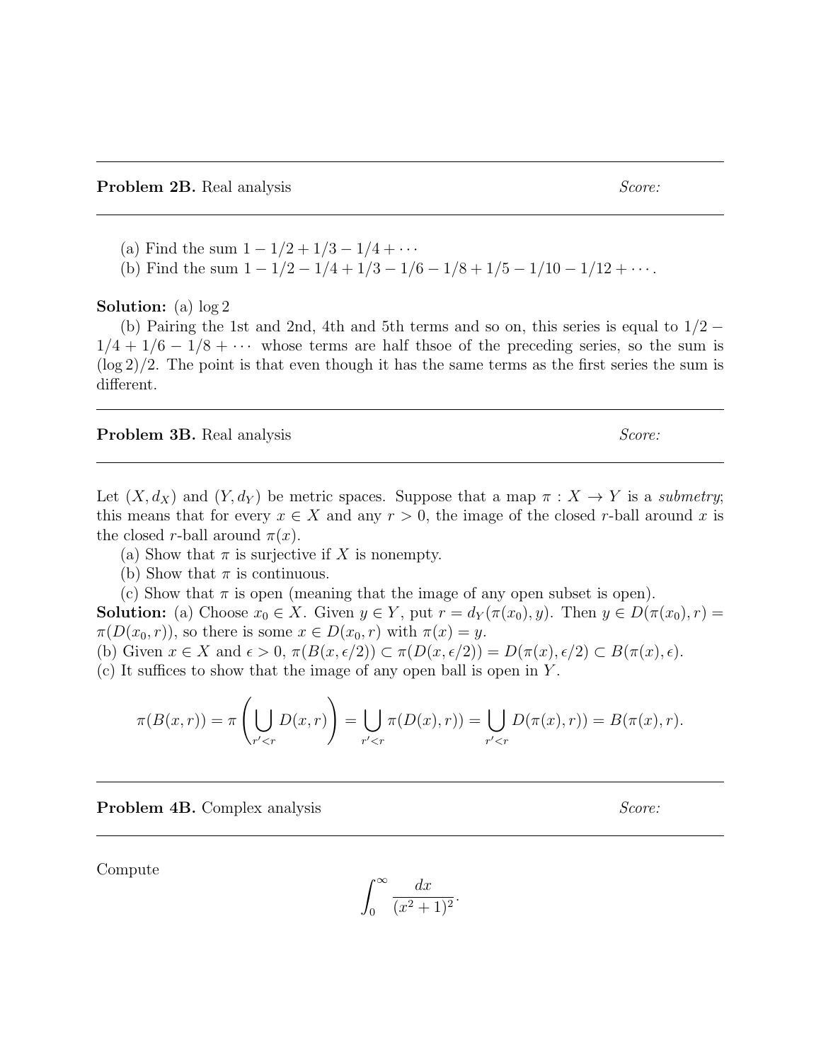**Problem 2B.** Real analysis *Score:*

---

(a) Find the sum $1 - 1/2 + 1/3 - 1/4 + \cdots$

(b) Find the sum $1 - 1/2 - 1/4 + 1/3 - 1/6 - 1/8 + 1/5 - 1/10 - 1/12 + \cdots$.

**Solution:** (a) $\log 2$

(b) Pairing the 1st and 2nd, 4th and 5th terms and so on, this series is equal to $1/2 - 1/4 + 1/6 - 1/8 + \cdots$ whose terms are half thsoe of the preceding series, so the sum is $(\log 2)/2$. The point is that even though it has the same terms as the first series the sum is different.

---

**Problem 3B.** Real analysis *Score:*

---

Let $(X, d_X)$ and $(Y, d_Y)$ be metric spaces. Suppose that a map $\pi : X \to Y$ is a *submetry*; this means that for every $x \in X$ and any $r > 0$, the image of the closed $r$-ball around $x$ is the closed $r$-ball around $\pi(x)$.

(a) Show that $\pi$ is surjective if $X$ is nonempty.

(b) Show that $\pi$ is continuous.

(c) Show that $\pi$ is open (meaning that the image of any open subset is open).

**Solution:** (a) Choose $x_0 \in X$. Given $y \in Y$, put $r = d_Y(\pi(x_0), y)$. Then $y \in D(\pi(x_0), r) = \pi(D(x_0, r))$, so there is some $x \in D(x_0, r)$ with $\pi(x) = y$.

(b) Given $x \in X$ and $\epsilon > 0$, $\pi(B(x, \epsilon/2)) \subset \pi(D(x, \epsilon/2)) = D(\pi(x), \epsilon/2) \subset B(\pi(x), \epsilon)$.

(c) It suffices to show that the image of any open ball is open in $Y$.

$$\pi(B(x,r)) = \pi\left(\bigcup_{r'<r} D(x,r)\right) = \bigcup_{r'<r} \pi(D(x),r)) = \bigcup_{r'<r} D(\pi(x),r)) = B(\pi(x),r).$$

---

**Problem 4B.** Complex analysis *Score:*

---

Compute

$$\int_0^\infty \frac{dx}{(x^2+1)^2}.$$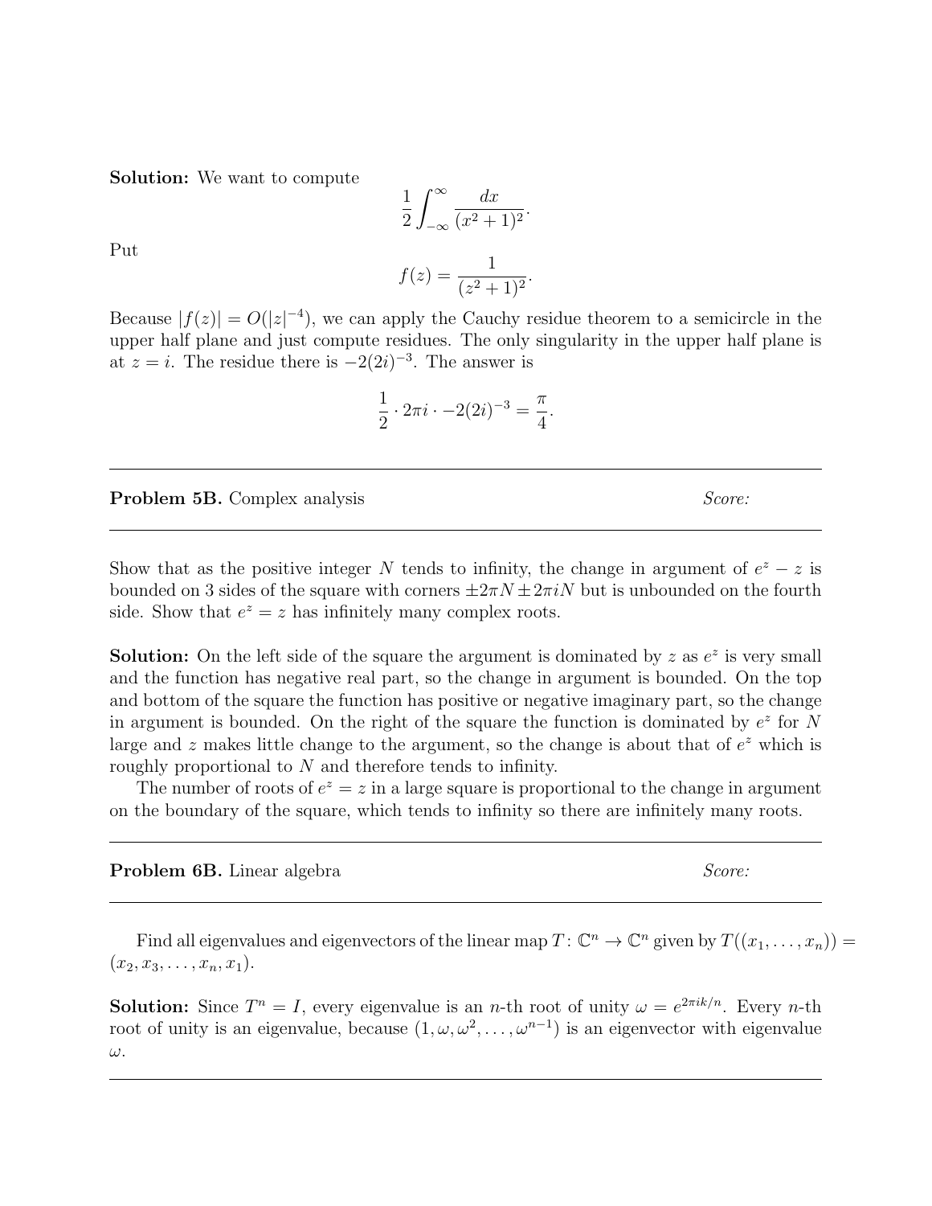**Solution:** We want to compute

$$\frac{1}{2}\int_{-\infty}^{\infty} \frac{dx}{(x^2+1)^2}.$$

Put

$$f(z) = \frac{1}{(z^2+1)^2}.$$

Because $|f(z)| = O(|z|^{-4})$, we can apply the Cauchy residue theorem to a semicircle in the upper half plane and just compute residues. The only singularity in the upper half plane is at $z = i$. The residue there is $-2(2i)^{-3}$. The answer is

$$\frac{1}{2} \cdot 2\pi i \cdot -2(2i)^{-3} = \frac{\pi}{4}.$$

---

**Problem 5B.** Complex analysis *Score:*

---

Show that as the positive integer $N$ tends to infinity, the change in argument of $e^z - z$ is bounded on 3 sides of the square with corners $\pm 2\pi N \pm 2\pi i N$ but is unbounded on the fourth side. Show that $e^z = z$ has infinitely many complex roots.

**Solution:** On the left side of the square the argument is dominated by $z$ as $e^z$ is very small and the function has negative real part, so the change in argument is bounded. On the top and bottom of the square the function has positive or negative imaginary part, so the change in argument is bounded. On the right of the square the function is dominated by $e^z$ for $N$ large and $z$ makes little change to the argument, so the change is about that of $e^z$ which is roughly proportional to $N$ and therefore tends to infinity.

The number of roots of $e^z = z$ in a large square is proportional to the change in argument on the boundary of the square, which tends to infinity so there are infinitely many roots.

---

**Problem 6B.** Linear algebra *Score:*

---

Find all eigenvalues and eigenvectors of the linear map $T\colon \mathbb{C}^n \to \mathbb{C}^n$ given by $T((x_1, \ldots, x_n)) = (x_2, x_3, \ldots, x_n, x_1)$.

**Solution:** Since $T^n = I$, every eigenvalue is an $n$-th root of unity $\omega = e^{2\pi i k/n}$. Every $n$-th root of unity is an eigenvalue, because $(1, \omega, \omega^2, \ldots, \omega^{n-1})$ is an eigenvector with eigenvalue $\omega$.

---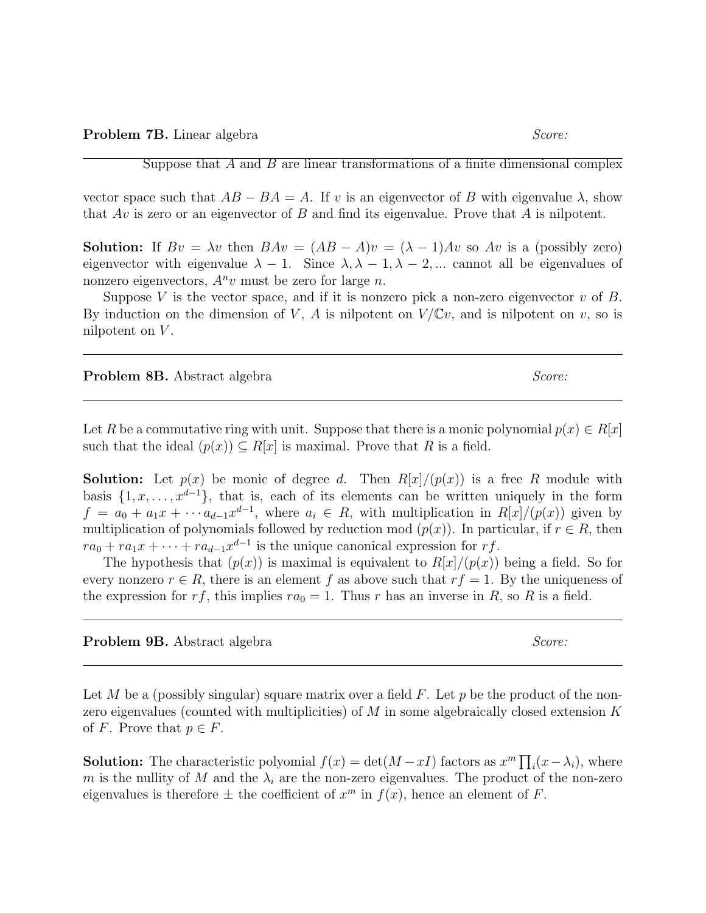**Problem 7B.** Linear algebra *Score:*

Suppose that $A$ and $B$ are linear transformations of a finite dimensional complex vector space such that $AB - BA = A$. If $v$ is an eigenvector of $B$ with eigenvalue $\lambda$, show that $Av$ is zero or an eigenvector of $B$ and find its eigenvalue. Prove that $A$ is nilpotent.

**Solution:** If $Bv = \lambda v$ then $BAv = (AB - A)v = (\lambda - 1)Av$ so $Av$ is a (possibly zero) eigenvector with eigenvalue $\lambda - 1$. Since $\lambda, \lambda - 1, \lambda - 2, ...$ cannot all be eigenvalues of nonzero eigenvectors, $A^n v$ must be zero for large $n$.

Suppose $V$ is the vector space, and if it is nonzero pick a non-zero eigenvector $v$ of $B$. By induction on the dimension of $V$, $A$ is nilpotent on $V/\mathbb{C}v$, and is nilpotent on $v$, so is nilpotent on $V$.

---

**Problem 8B.** Abstract algebra *Score:*

Let $R$ be a commutative ring with unit. Suppose that there is a monic polynomial $p(x) \in R[x]$ such that the ideal $(p(x)) \subseteq R[x]$ is maximal. Prove that $R$ is a field.

**Solution:** Let $p(x)$ be monic of degree $d$. Then $R[x]/(p(x))$ is a free $R$ module with basis $\{1, x, \dots, x^{d-1}\}$, that is, each of its elements can be written uniquely in the form $f = a_0 + a_1 x + \cdots a_{d-1}x^{d-1}$, where $a_i \in R$, with multiplication in $R[x]/(p(x))$ given by multiplication of polynomials followed by reduction mod $(p(x))$. In particular, if $r \in R$, then $ra_0 + ra_1 x + \cdots + ra_{d-1}x^{d-1}$ is the unique canonical expression for $rf$.

The hypothesis that $(p(x))$ is maximal is equivalent to $R[x]/(p(x))$ being a field. So for every nonzero $r \in R$, there is an element $f$ as above such that $rf = 1$. By the uniqueness of the expression for $rf$, this implies $ra_0 = 1$. Thus $r$ has an inverse in $R$, so $R$ is a field.

---

**Problem 9B.** Abstract algebra *Score:*

Let $M$ be a (possibly singular) square matrix over a field $F$. Let $p$ be the product of the non-zero eigenvalues (counted with multiplicities) of $M$ in some algebraically closed extension $K$ of $F$. Prove that $p \in F$.

**Solution:** The characteristic polyomial $f(x) = \det(M - xI)$ factors as $x^m \prod_i (x - \lambda_i)$, where $m$ is the nullity of $M$ and the $\lambda_i$ are the non-zero eigenvalues. The product of the non-zero eigenvalues is therefore $\pm$ the coefficient of $x^m$ in $f(x)$, hence an element of $F$.